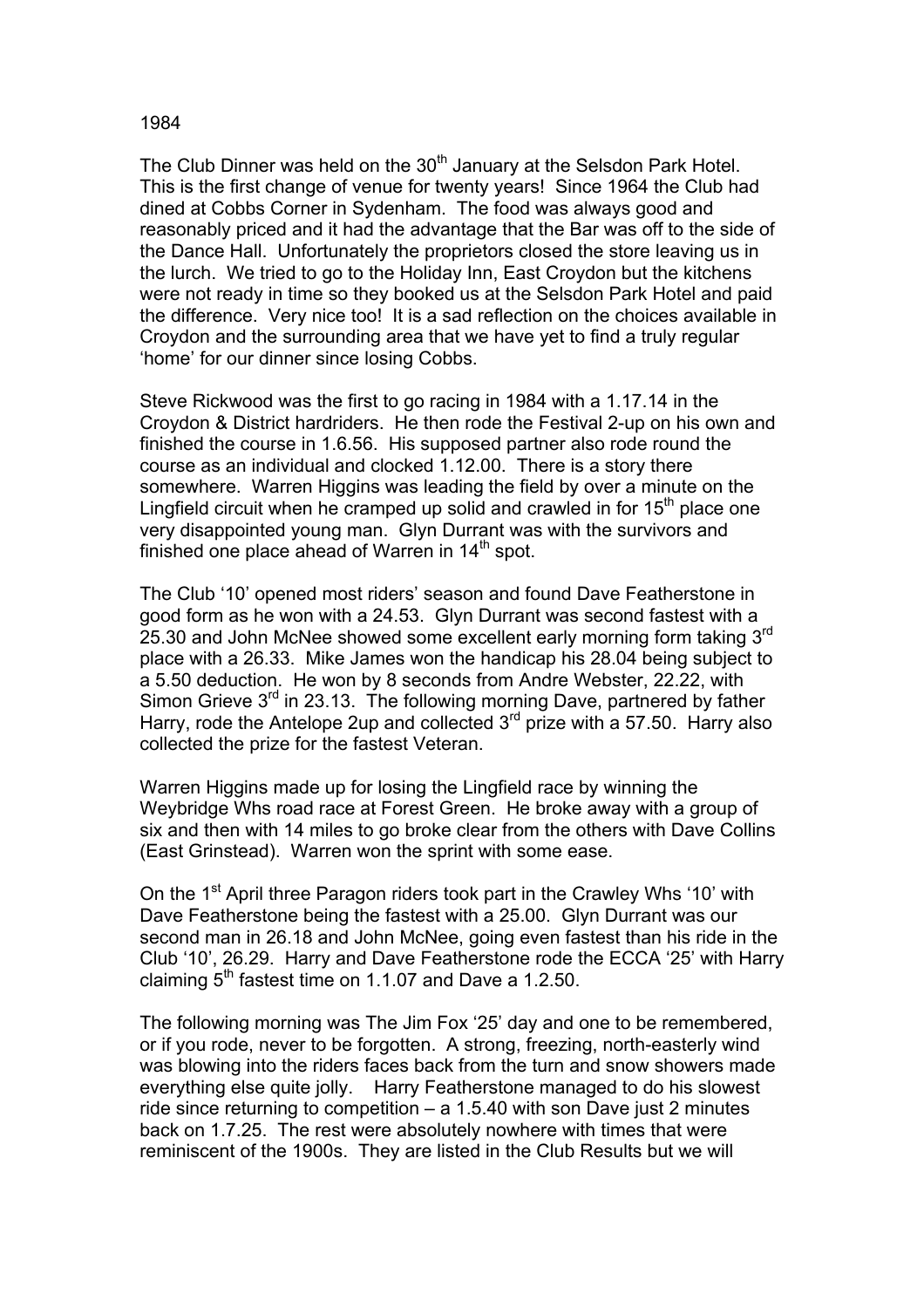1984

The Club Dinner was held on the 30th January at the Selsdon Park Hotel. This is the first change of venue for twenty years! Since 1964 the Club had dined at Cobbs Corner in Sydenham. The food was always good and reasonably priced and it had the advantage that the Bar was off to the side of the Dance Hall. Unfortunately the proprietors closed the store leaving us in the lurch. We tried to go to the Holiday Inn, East Croydon but the kitchens were not ready in time so they booked us at the Selsdon Park Hotel and paid the difference. Very nice too! It is a sad reflection on the choices available in Croydon and the surrounding area that we have yet to find a truly regular 'home' for our dinner since losing Cobbs.

Steve Rickwood was the first to go racing in 1984 with a 1.17.14 in the Croydon & District hardriders. He then rode the Festival 2-up on his own and finished the course in 1.6.56. His supposed partner also rode round the course as an individual and clocked 1.12.00. There is a story there somewhere. Warren Higgins was leading the field by over a minute on the Lingfield circuit when he cramped up solid and crawled in for 15th place one very disappointed young man. Glyn Durrant was with the survivors and finished one place ahead of Warren in 14th spot.

The Club '10' opened most riders' season and found Dave Featherstone in good form as he won with a 24.53. Glyn Durrant was second fastest with a 25.30 and John McNee showed some excellent early morning form taking 3rd place with a 26.33. Mike James won the handicap his 28.04 being subject to a 5.50 deduction. He won by 8 seconds from Andre Webster, 22.22, with Simon Grieve 3rd in 23.13. The following morning Dave, partnered by father Harry, rode the Antelope 2up and collected 3rd prize with a 57.50. Harry also collected the prize for the fastest Veteran.

Warren Higgins made up for losing the Lingfield race by winning the Weybridge Whs road race at Forest Green. He broke away with a group of six and then with 14 miles to go broke clear from the others with Dave Collins (East Grinstead). Warren won the sprint with some ease.

On the 1st April three Paragon riders took part in the Crawley Whs '10' with Dave Featherstone being the fastest with a 25.00. Glyn Durrant was our second man in 26.18 and John McNee, going even fastest than his ride in the Club '10', 26.29. Harry and Dave Featherstone rode the ECCA '25' with Harry claiming 5th fastest time on 1.1.07 and Dave a 1.2.50.

The following morning was The Jim Fox '25' day and one to be remembered, or if you rode, never to be forgotten. A strong, freezing, north-easterly wind was blowing into the riders faces back from the turn and snow showers made everything else quite jolly. Harry Featherstone managed to do his slowest ride since returning to competition – a 1.5.40 with son Dave just 2 minutes back on 1.7.25. The rest were absolutely nowhere with times that were reminiscent of the 1900s. They are listed in the Club Results but we will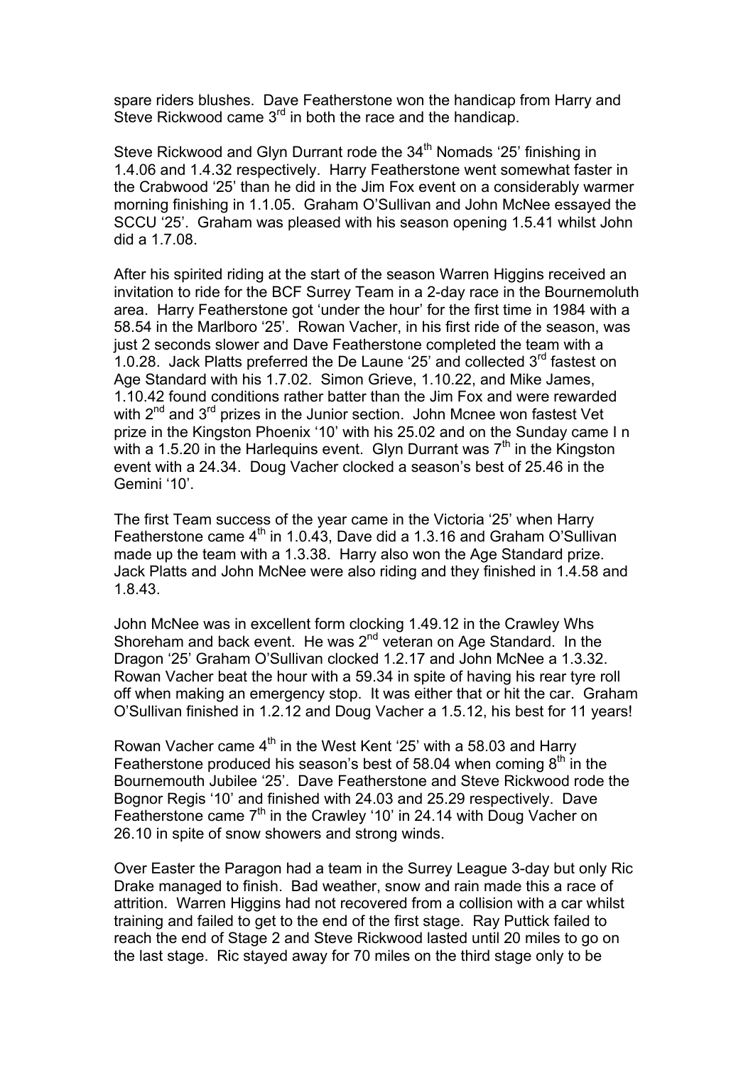spare riders blushes. Dave Featherstone won the handicap from Harry and Steve Rickwood came 3rd in both the race and the handicap.

Steve Rickwood and Glyn Durrant rode the 34th Nomads '25' finishing in 1.4.06 and 1.4.32 respectively. Harry Featherstone went somewhat faster in the Crabwood '25' than he did in the Jim Fox event on a considerably warmer morning finishing in 1.1.05. Graham O'Sullivan and John McNee essayed the SCCU '25'. Graham was pleased with his season opening 1.5.41 whilst John did a 1.7.08.

After his spirited riding at the start of the season Warren Higgins received an invitation to ride for the BCF Surrey Team in a 2-day race in the Bournemoluth area. Harry Featherstone got 'under the hour' for the first time in 1984 with a 58.54 in the Marlboro '25'. Rowan Vacher, in his first ride of the season, was just 2 seconds slower and Dave Featherstone completed the team with a 1.0.28. Jack Platts preferred the De Laune '25' and collected 3rd fastest on Age Standard with his 1.7.02. Simon Grieve, 1.10.22, and Mike James, 1.10.42 found conditions rather batter than the Jim Fox and were rewarded with 2nd and 3rd prizes in the Junior section. John Mcnee won fastest Vet prize in the Kingston Phoenix '10' with his 25.02 and on the Sunday came I n with a 1.5.20 in the Harlequins event. Glyn Durrant was 7th in the Kingston event with a 24.34. Doug Vacher clocked a season's best of 25.46 in the Gemini '10'.

The first Team success of the year came in the Victoria '25' when Harry Featherstone came 4th in 1.0.43, Dave did a 1.3.16 and Graham O'Sullivan made up the team with a 1.3.38. Harry also won the Age Standard prize. Jack Platts and John McNee were also riding and they finished in 1.4.58 and 1.8.43.

John McNee was in excellent form clocking 1.49.12 in the Crawley Whs Shoreham and back event. He was 2nd veteran on Age Standard. In the Dragon '25' Graham O'Sullivan clocked 1.2.17 and John McNee a 1.3.32. Rowan Vacher beat the hour with a 59.34 in spite of having his rear tyre roll off when making an emergency stop. It was either that or hit the car. Graham O'Sullivan finished in 1.2.12 and Doug Vacher a 1.5.12, his best for 11 years!

Rowan Vacher came 4th in the West Kent '25' with a 58.03 and Harry Featherstone produced his season's best of 58.04 when coming 8th in the Bournemouth Jubilee '25'. Dave Featherstone and Steve Rickwood rode the Bognor Regis '10' and finished with 24.03 and 25.29 respectively. Dave Featherstone came 7th in the Crawley '10' in 24.14 with Doug Vacher on 26.10 in spite of snow showers and strong winds.

Over Easter the Paragon had a team in the Surrey League 3-day but only Ric Drake managed to finish. Bad weather, snow and rain made this a race of attrition. Warren Higgins had not recovered from a collision with a car whilst training and failed to get to the end of the first stage. Ray Puttick failed to reach the end of Stage 2 and Steve Rickwood lasted until 20 miles to go on the last stage. Ric stayed away for 70 miles on the third stage only to be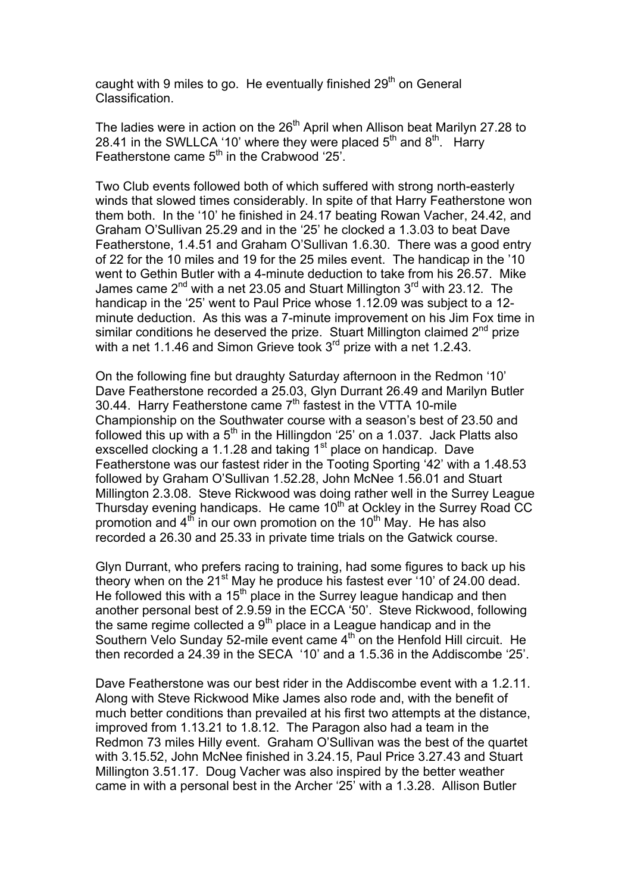caught with 9 miles to go. He eventually finished 29th on General Classification.

The ladies were in action on the 26th April when Allison beat Marilyn 27.28 to 28.41 in the SWLLCA '10' where they were placed 5th and 8th. Harry Featherstone came 5th in the Crabwood '25'.

Two Club events followed both of which suffered with strong north-easterly winds that slowed times considerably. In spite of that Harry Featherstone won them both. In the '10' he finished in 24.17 beating Rowan Vacher, 24.42, and Graham O'Sullivan 25.29 and in the '25' he clocked a 1.3.03 to beat Dave Featherstone, 1.4.51 and Graham O'Sullivan 1.6.30. There was a good entry of 22 for the 10 miles and 19 for the 25 miles event. The handicap in the '10 went to Gethin Butler with a 4-minute deduction to take from his 26.57. Mike James came 2nd with a net 23.05 and Stuart Millington 3rd with 23.12. The handicap in the '25' went to Paul Price whose 1.12.09 was subject to a 12-minute deduction. As this was a 7-minute improvement on his Jim Fox time in similar conditions he deserved the prize. Stuart Millington claimed 2nd prize with a net 1.1.46 and Simon Grieve took 3rd prize with a net 1.2.43.

On the following fine but draughty Saturday afternoon in the Redmon '10' Dave Featherstone recorded a 25.03, Glyn Durrant 26.49 and Marilyn Butler 30.44. Harry Featherstone came 7th fastest in the VTTA 10-mile Championship on the Southwater course with a season's best of 23.50 and followed this up with a 5th in the Hillingdon '25' on a 1.037. Jack Platts also exscelled clocking a 1.1.28 and taking 1st place on handicap. Dave Featherstone was our fastest rider in the Tooting Sporting '42' with a 1.48.53 followed by Graham O'Sullivan 1.52.28, John McNee 1.56.01 and Stuart Millington 2.3.08. Steve Rickwood was doing rather well in the Surrey League Thursday evening handicaps. He came 10th at Ockley in the Surrey Road CC promotion and 4th in our own promotion on the 10th May. He has also recorded a 26.30 and 25.33 in private time trials on the Gatwick course.

Glyn Durrant, who prefers racing to training, had some figures to back up his theory when on the 21st May he produce his fastest ever '10' of 24.00 dead. He followed this with a 15th place in the Surrey league handicap and then another personal best of 2.9.59 in the ECCA '50'. Steve Rickwood, following the same regime collected a 9th place in a League handicap and in the Southern Velo Sunday 52-mile event came 4th on the Henfold Hill circuit. He then recorded a 24.39 in the SECA '10' and a 1.5.36 in the Addiscombe '25'.

Dave Featherstone was our best rider in the Addiscombe event with a 1.2.11. Along with Steve Rickwood Mike James also rode and, with the benefit of much better conditions than prevailed at his first two attempts at the distance, improved from 1.13.21 to 1.8.12. The Paragon also had a team in the Redmon 73 miles Hilly event. Graham O'Sullivan was the best of the quartet with 3.15.52, John McNee finished in 3.24.15, Paul Price 3.27.43 and Stuart Millington 3.51.17. Doug Vacher was also inspired by the better weather came in with a personal best in the Archer '25' with a 1.3.28. Allison Butler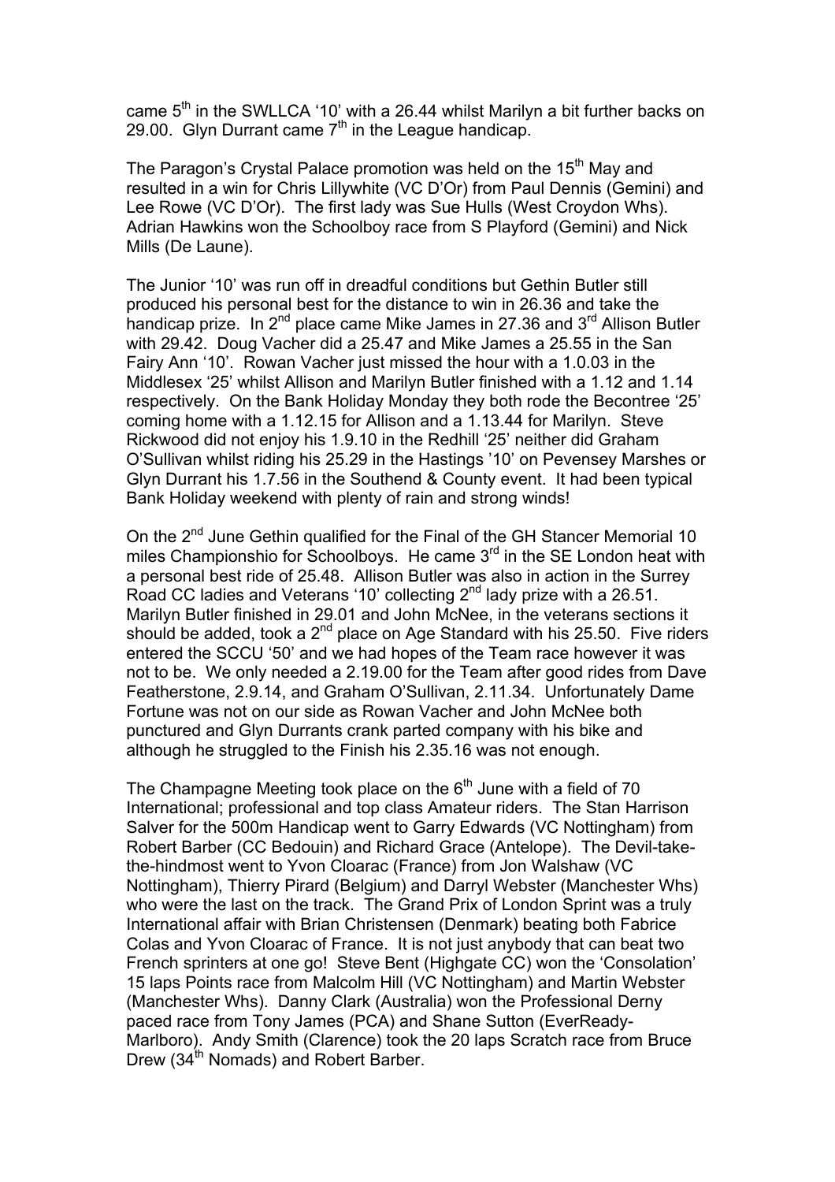came 5th in the SWLLCA '10' with a 26.44 whilst Marilyn a bit further backs on 29.00. Glyn Durrant came 7th in the League handicap.

The Paragon's Crystal Palace promotion was held on the 15th May and resulted in a win for Chris Lillywhite (VC D'Or) from Paul Dennis (Gemini) and Lee Rowe (VC D'Or). The first lady was Sue Hulls (West Croydon Whs). Adrian Hawkins won the Schoolboy race from S Playford (Gemini) and Nick Mills (De Laune).

The Junior '10' was run off in dreadful conditions but Gethin Butler still produced his personal best for the distance to win in 26.36 and take the handicap prize. In 2nd place came Mike James in 27.36 and 3rd Allison Butler with 29.42. Doug Vacher did a 25.47 and Mike James a 25.55 in the San Fairy Ann '10'. Rowan Vacher just missed the hour with a 1.0.03 in the Middlesex '25' whilst Allison and Marilyn Butler finished with a 1.12 and 1.14 respectively. On the Bank Holiday Monday they both rode the Becontree '25' coming home with a 1.12.15 for Allison and a 1.13.44 for Marilyn. Steve Rickwood did not enjoy his 1.9.10 in the Redhill '25' neither did Graham O'Sullivan whilst riding his 25.29 in the Hastings '10' on Pevensey Marshes or Glyn Durrant his 1.7.56 in the Southend & County event. It had been typical Bank Holiday weekend with plenty of rain and strong winds!

On the 2nd June Gethin qualified for the Final of the GH Stancer Memorial 10 miles Championshio for Schoolboys. He came 3rd in the SE London heat with a personal best ride of 25.48. Allison Butler was also in action in the Surrey Road CC ladies and Veterans '10' collecting 2nd lady prize with a 26.51. Marilyn Butler finished in 29.01 and John McNee, in the veterans sections it should be added, took a 2nd place on Age Standard with his 25.50. Five riders entered the SCCU '50' and we had hopes of the Team race however it was not to be. We only needed a 2.19.00 for the Team after good rides from Dave Featherstone, 2.9.14, and Graham O'Sullivan, 2.11.34. Unfortunately Dame Fortune was not on our side as Rowan Vacher and John McNee both punctured and Glyn Durrants crank parted company with his bike and although he struggled to the Finish his 2.35.16 was not enough.

The Champagne Meeting took place on the 6th June with a field of 70 International; professional and top class Amateur riders. The Stan Harrison Salver for the 500m Handicap went to Garry Edwards (VC Nottingham) from Robert Barber (CC Bedouin) and Richard Grace (Antelope). The Devil-take-the-hindmost went to Yvon Cloarac (France) from Jon Walshaw (VC Nottingham), Thierry Pirard (Belgium) and Darryl Webster (Manchester Whs) who were the last on the track. The Grand Prix of London Sprint was a truly International affair with Brian Christensen (Denmark) beating both Fabrice Colas and Yvon Cloarac of France. It is not just anybody that can beat two French sprinters at one go! Steve Bent (Highgate CC) won the 'Consolation' 15 laps Points race from Malcolm Hill (VC Nottingham) and Martin Webster (Manchester Whs). Danny Clark (Australia) won the Professional Derny paced race from Tony James (PCA) and Shane Sutton (EverReady-Marlboro). Andy Smith (Clarence) took the 20 laps Scratch race from Bruce Drew (34th Nomads) and Robert Barber.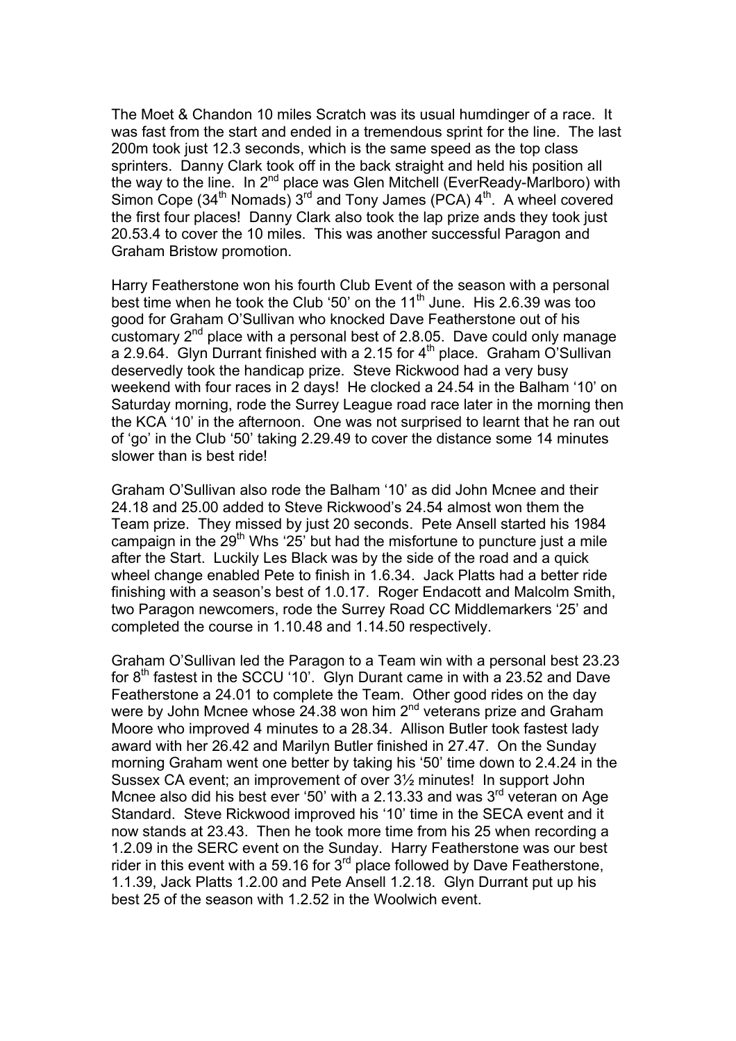The Moet & Chandon 10 miles Scratch was its usual humdinger of a race. It was fast from the start and ended in a tremendous sprint for the line. The last 200m took just 12.3 seconds, which is the same speed as the top class sprinters. Danny Clark took off in the back straight and held his position all the way to the line. In 2nd place was Glen Mitchell (EverReady-Marlboro) with Simon Cope (34th Nomads) 3rd and Tony James (PCA) 4th. A wheel covered the first four places! Danny Clark also took the lap prize ands they took just 20.53.4 to cover the 10 miles. This was another successful Paragon and Graham Bristow promotion.

Harry Featherstone won his fourth Club Event of the season with a personal best time when he took the Club '50' on the 11th June. His 2.6.39 was too good for Graham O'Sullivan who knocked Dave Featherstone out of his customary 2nd place with a personal best of 2.8.05. Dave could only manage a 2.9.64. Glyn Durrant finished with a 2.15 for 4th place. Graham O'Sullivan deservedly took the handicap prize. Steve Rickwood had a very busy weekend with four races in 2 days! He clocked a 24.54 in the Balham '10' on Saturday morning, rode the Surrey League road race later in the morning then the KCA '10' in the afternoon. One was not surprised to learnt that he ran out of 'go' in the Club '50' taking 2.29.49 to cover the distance some 14 minutes slower than is best ride!

Graham O'Sullivan also rode the Balham '10' as did John Mcnee and their 24.18 and 25.00 added to Steve Rickwood's 24.54 almost won them the Team prize. They missed by just 20 seconds. Pete Ansell started his 1984 campaign in the 29th Whs '25' but had the misfortune to puncture just a mile after the Start. Luckily Les Black was by the side of the road and a quick wheel change enabled Pete to finish in 1.6.34. Jack Platts had a better ride finishing with a season's best of 1.0.17. Roger Endacott and Malcolm Smith, two Paragon newcomers, rode the Surrey Road CC Middlemarkers '25' and completed the course in 1.10.48 and 1.14.50 respectively.

Graham O'Sullivan led the Paragon to a Team win with a personal best 23.23 for 8th fastest in the SCCU '10'. Glyn Durant came in with a 23.52 and Dave Featherstone a 24.01 to complete the Team. Other good rides on the day were by John Mcnee whose 24.38 won him 2nd veterans prize and Graham Moore who improved 4 minutes to a 28.34. Allison Butler took fastest lady award with her 26.42 and Marilyn Butler finished in 27.47. On the Sunday morning Graham went one better by taking his '50' time down to 2.4.24 in the Sussex CA event; an improvement of over 3½ minutes! In support John Mcnee also did his best ever '50' with a 2.13.33 and was 3rd veteran on Age Standard. Steve Rickwood improved his '10' time in the SECA event and it now stands at 23.43. Then he took more time from his 25 when recording a 1.2.09 in the SERC event on the Sunday. Harry Featherstone was our best rider in this event with a 59.16 for 3rd place followed by Dave Featherstone, 1.1.39, Jack Platts 1.2.00 and Pete Ansell 1.2.18. Glyn Durrant put up his best 25 of the season with 1.2.52 in the Woolwich event.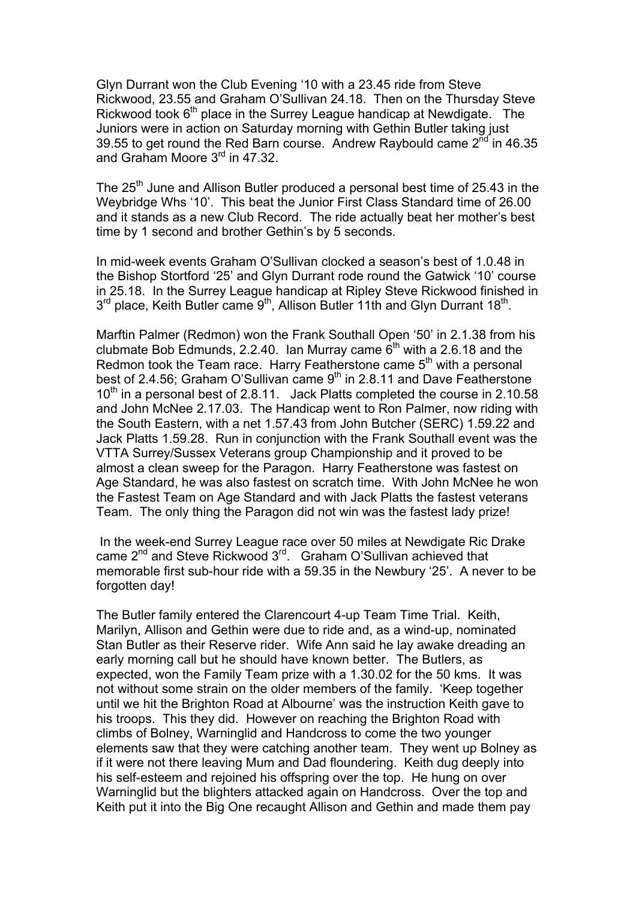Glyn Durrant won the Club Evening '10 with a 23.45 ride from Steve Rickwood, 23.55 and Graham O'Sullivan 24.18. Then on the Thursday Steve Rickwood took 6th place in the Surrey League handicap at Newdigate. The Juniors were in action on Saturday morning with Gethin Butler taking just 39.55 to get round the Red Barn course. Andrew Raybould came 2nd in 46.35 and Graham Moore 3rd in 47.32.

The 25th June and Allison Butler produced a personal best time of 25.43 in the Weybridge Whs '10'. This beat the Junior First Class Standard time of 26.00 and it stands as a new Club Record. The ride actually beat her mother's best time by 1 second and brother Gethin's by 5 seconds.

In mid-week events Graham O'Sullivan clocked a season's best of 1.0.48 in the Bishop Stortford '25' and Glyn Durrant rode round the Gatwick '10' course in 25.18. In the Surrey League handicap at Ripley Steve Rickwood finished in 3rd place, Keith Butler came 9th, Allison Butler 11th and Glyn Durrant 18th.

Marftin Palmer (Redmon) won the Frank Southall Open '50' in 2.1.38 from his clubmate Bob Edmunds, 2.2.40. Ian Murray came 6th with a 2.6.18 and the Redmon took the Team race. Harry Featherstone came 5th with a personal best of 2.4.56; Graham O'Sullivan came 9th in 2.8.11 and Dave Featherstone 10th in a personal best of 2.8.11. Jack Platts completed the course in 2.10.58 and John McNee 2.17.03. The Handicap went to Ron Palmer, now riding with the South Eastern, with a net 1.57.43 from John Butcher (SERC) 1.59.22 and Jack Platts 1.59.28. Run in conjunction with the Frank Southall event was the VTTA Surrey/Sussex Veterans group Championship and it proved to be almost a clean sweep for the Paragon. Harry Featherstone was fastest on Age Standard, he was also fastest on scratch time. With John McNee he won the Fastest Team on Age Standard and with Jack Platts the fastest veterans Team. The only thing the Paragon did not win was the fastest lady prize!

In the week-end Surrey League race over 50 miles at Newdigate Ric Drake came 2nd and Steve Rickwood 3rd. Graham O'Sullivan achieved that memorable first sub-hour ride with a 59.35 in the Newbury '25'. A never to be forgotten day!

The Butler family entered the Clarencourt 4-up Team Time Trial. Keith, Marilyn, Allison and Gethin were due to ride and, as a wind-up, nominated Stan Butler as their Reserve rider. Wife Ann said he lay awake dreading an early morning call but he should have known better. The Butlers, as expected, won the Family Team prize with a 1.30.02 for the 50 kms. It was not without some strain on the older members of the family. 'Keep together until we hit the Brighton Road at Albourne' was the instruction Keith gave to his troops. This they did. However on reaching the Brighton Road with climbs of Bolney, Warninglid and Handcross to come the two younger elements saw that they were catching another team. They went up Bolney as if it were not there leaving Mum and Dad floundering. Keith dug deeply into his self-esteem and rejoined his offspring over the top. He hung on over Warninglid but the blighters attacked again on Handcross. Over the top and Keith put it into the Big One recaught Allison and Gethin and made them pay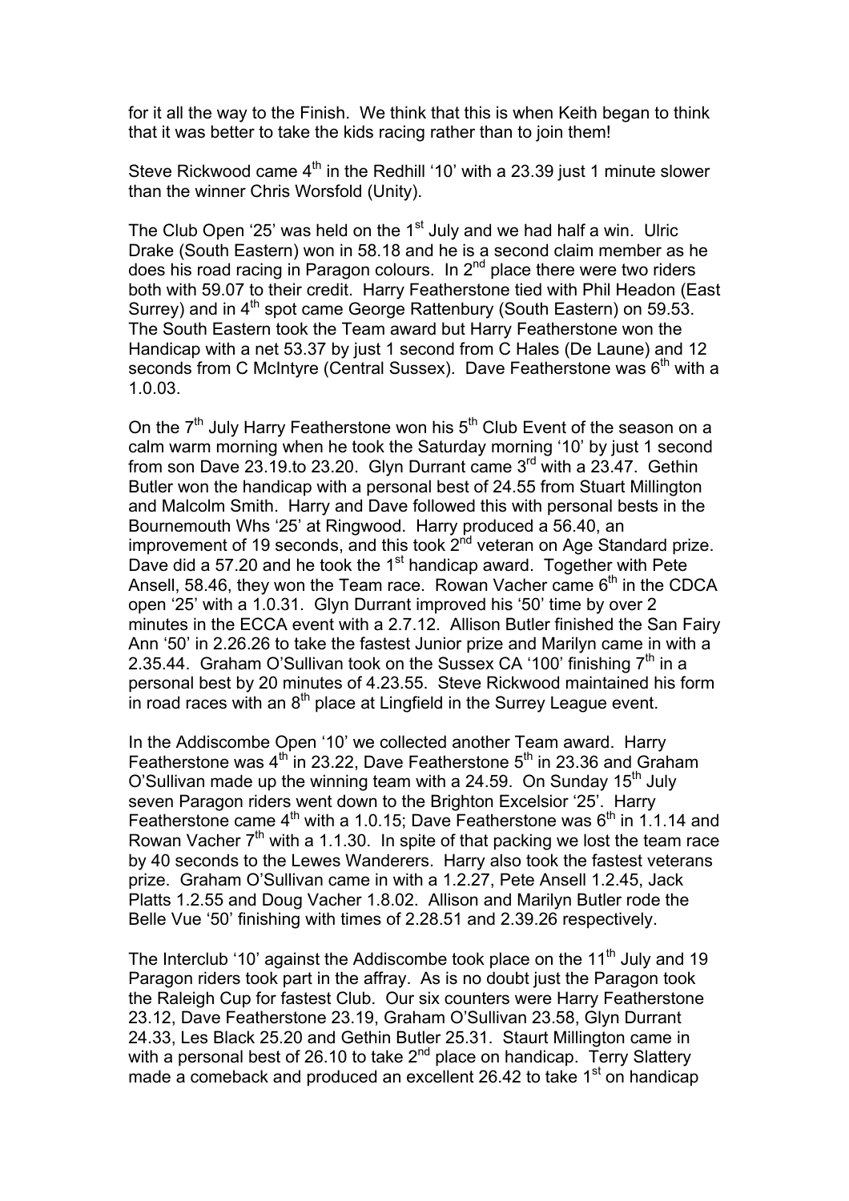for it all the way to the Finish. We think that this is when Keith began to think that it was better to take the kids racing rather than to join them!

Steve Rickwood came 4th in the Redhill '10' with a 23.39 just 1 minute slower than the winner Chris Worsfold (Unity).

The Club Open '25' was held on the 1st July and we had half a win. Ulric Drake (South Eastern) won in 58.18 and he is a second claim member as he does his road racing in Paragon colours. In 2nd place there were two riders both with 59.07 to their credit. Harry Featherstone tied with Phil Headon (East Surrey) and in 4th spot came George Rattenbury (South Eastern) on 59.53. The South Eastern took the Team award but Harry Featherstone won the Handicap with a net 53.37 by just 1 second from C Hales (De Laune) and 12 seconds from C McIntyre (Central Sussex). Dave Featherstone was 6th with a 1.0.03.

On the 7th July Harry Featherstone won his 5th Club Event of the season on a calm warm morning when he took the Saturday morning '10' by just 1 second from son Dave 23.19.to 23.20. Glyn Durrant came 3rd with a 23.47. Gethin Butler won the handicap with a personal best of 24.55 from Stuart Millington and Malcolm Smith. Harry and Dave followed this with personal bests in the Bournemouth Whs '25' at Ringwood. Harry produced a 56.40, an improvement of 19 seconds, and this took 2nd veteran on Age Standard prize. Dave did a 57.20 and he took the 1st handicap award. Together with Pete Ansell, 58.46, they won the Team race. Rowan Vacher came 6th in the CDCA open '25' with a 1.0.31. Glyn Durrant improved his '50' time by over 2 minutes in the ECCA event with a 2.7.12. Allison Butler finished the San Fairy Ann '50' in 2.26.26 to take the fastest Junior prize and Marilyn came in with a 2.35.44. Graham O'Sullivan took on the Sussex CA '100' finishing 7th in a personal best by 20 minutes of 4.23.55. Steve Rickwood maintained his form in road races with an 8th place at Lingfield in the Surrey League event.

In the Addiscombe Open '10' we collected another Team award. Harry Featherstone was 4th in 23.22, Dave Featherstone 5th in 23.36 and Graham O'Sullivan made up the winning team with a 24.59. On Sunday 15th July seven Paragon riders went down to the Brighton Excelsior '25'. Harry Featherstone came 4th with a 1.0.15; Dave Featherstone was 6th in 1.1.14 and Rowan Vacher 7th with a 1.1.30. In spite of that packing we lost the team race by 40 seconds to the Lewes Wanderers. Harry also took the fastest veterans prize. Graham O'Sullivan came in with a 1.2.27, Pete Ansell 1.2.45, Jack Platts 1.2.55 and Doug Vacher 1.8.02. Allison and Marilyn Butler rode the Belle Vue '50' finishing with times of 2.28.51 and 2.39.26 respectively.

The Interclub '10' against the Addiscombe took place on the 11th July and 19 Paragon riders took part in the affray. As is no doubt just the Paragon took the Raleigh Cup for fastest Club. Our six counters were Harry Featherstone 23.12, Dave Featherstone 23.19, Graham O'Sullivan 23.58, Glyn Durrant 24.33, Les Black 25.20 and Gethin Butler 25.31. Staurt Millington came in with a personal best of 26.10 to take 2nd place on handicap. Terry Slattery made a comeback and produced an excellent 26.42 to take 1st on handicap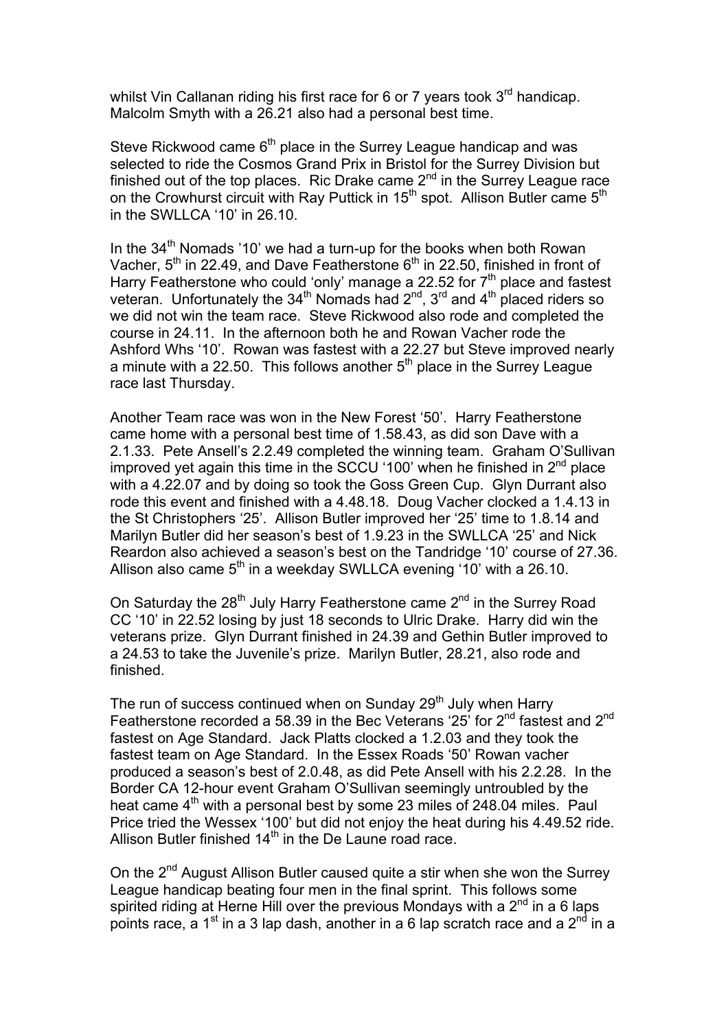whilst Vin Callanan riding his first race for 6 or 7 years took 3rd handicap. Malcolm Smyth with a 26.21 also had a personal best time.

Steve Rickwood came 6th place in the Surrey League handicap and was selected to ride the Cosmos Grand Prix in Bristol for the Surrey Division but finished out of the top places. Ric Drake came 2nd in the Surrey League race on the Crowhurst circuit with Ray Puttick in 15th spot. Allison Butler came 5th in the SWLLCA '10' in 26.10.

In the 34th Nomads '10' we had a turn-up for the books when both Rowan Vacher, 5th in 22.49, and Dave Featherstone 6th in 22.50, finished in front of Harry Featherstone who could 'only' manage a 22.52 for 7th place and fastest veteran. Unfortunately the 34th Nomads had 2nd, 3rd and 4th placed riders so we did not win the team race. Steve Rickwood also rode and completed the course in 24.11. In the afternoon both he and Rowan Vacher rode the Ashford Whs '10'. Rowan was fastest with a 22.27 but Steve improved nearly a minute with a 22.50. This follows another 5th place in the Surrey League race last Thursday.

Another Team race was won in the New Forest '50'. Harry Featherstone came home with a personal best time of 1.58.43, as did son Dave with a 2.1.33. Pete Ansell's 2.2.49 completed the winning team. Graham O'Sullivan improved yet again this time in the SCCU '100' when he finished in 2nd place with a 4.22.07 and by doing so took the Goss Green Cup. Glyn Durrant also rode this event and finished with a 4.48.18. Doug Vacher clocked a 1.4.13 in the St Christophers '25'. Allison Butler improved her '25' time to 1.8.14 and Marilyn Butler did her season's best of 1.9.23 in the SWLLCA '25' and Nick Reardon also achieved a season's best on the Tandridge '10' course of 27.36. Allison also came 5th in a weekday SWLLCA evening '10' with a 26.10.

On Saturday the 28th July Harry Featherstone came 2nd in the Surrey Road CC '10' in 22.52 losing by just 18 seconds to Ulric Drake. Harry did win the veterans prize. Glyn Durrant finished in 24.39 and Gethin Butler improved to a 24.53 to take the Juvenile's prize. Marilyn Butler, 28.21, also rode and finished.

The run of success continued when on Sunday 29th July when Harry Featherstone recorded a 58.39 in the Bec Veterans '25' for 2nd fastest and 2nd fastest on Age Standard. Jack Platts clocked a 1.2.03 and they took the fastest team on Age Standard. In the Essex Roads '50' Rowan vacher produced a season's best of 2.0.48, as did Pete Ansell with his 2.2.28. In the Border CA 12-hour event Graham O'Sullivan seemingly untroubled by the heat came 4th with a personal best by some 23 miles of 248.04 miles. Paul Price tried the Wessex '100' but did not enjoy the heat during his 4.49.52 ride. Allison Butler finished 14th in the De Laune road race.

On the 2nd August Allison Butler caused quite a stir when she won the Surrey League handicap beating four men in the final sprint. This follows some spirited riding at Herne Hill over the previous Mondays with a 2nd in a 6 laps points race, a 1st in a 3 lap dash, another in a 6 lap scratch race and a 2nd in a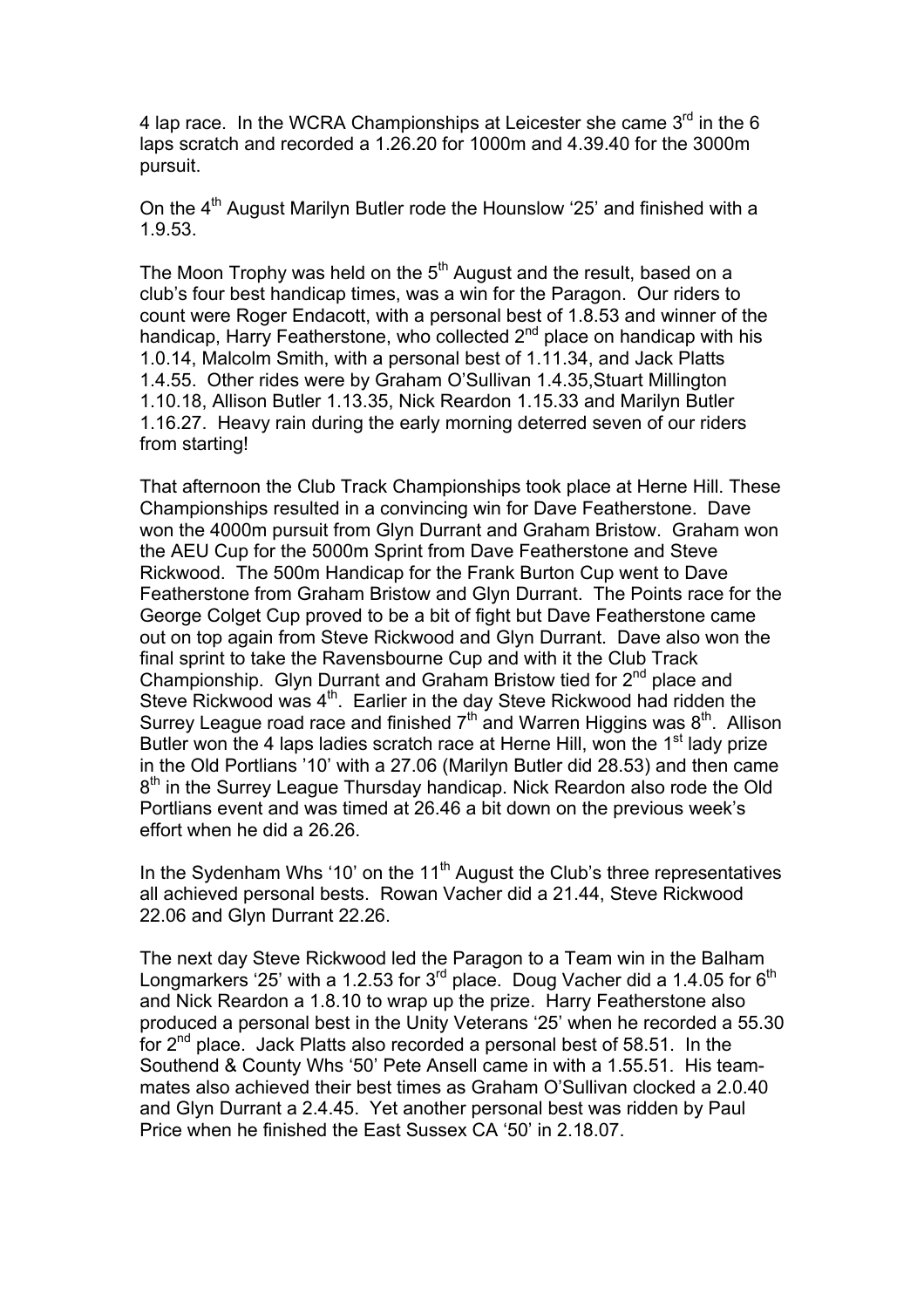4 lap race. In the WCRA Championships at Leicester she came 3rd in the 6 laps scratch and recorded a 1.26.20 for 1000m and 4.39.40 for the 3000m pursuit.

On the 4th August Marilyn Butler rode the Hounslow '25' and finished with a 1.9.53.

The Moon Trophy was held on the 5th August and the result, based on a club's four best handicap times, was a win for the Paragon. Our riders to count were Roger Endacott, with a personal best of 1.8.53 and winner of the handicap, Harry Featherstone, who collected 2nd place on handicap with his 1.0.14, Malcolm Smith, with a personal best of 1.11.34, and Jack Platts 1.4.55. Other rides were by Graham O'Sullivan 1.4.35,Stuart Millington 1.10.18, Allison Butler 1.13.35, Nick Reardon 1.15.33 and Marilyn Butler 1.16.27. Heavy rain during the early morning deterred seven of our riders from starting!

That afternoon the Club Track Championships took place at Herne Hill. These Championships resulted in a convincing win for Dave Featherstone. Dave won the 4000m pursuit from Glyn Durrant and Graham Bristow. Graham won the AEU Cup for the 5000m Sprint from Dave Featherstone and Steve Rickwood. The 500m Handicap for the Frank Burton Cup went to Dave Featherstone from Graham Bristow and Glyn Durrant. The Points race for the George Colget Cup proved to be a bit of fight but Dave Featherstone came out on top again from Steve Rickwood and Glyn Durrant. Dave also won the final sprint to take the Ravensbourne Cup and with it the Club Track Championship. Glyn Durrant and Graham Bristow tied for 2nd place and Steve Rickwood was 4th. Earlier in the day Steve Rickwood had ridden the Surrey League road race and finished 7th and Warren Higgins was 8th. Allison Butler won the 4 laps ladies scratch race at Herne Hill, won the 1st lady prize in the Old Portlians '10' with a 27.06 (Marilyn Butler did 28.53) and then came 8th in the Surrey League Thursday handicap. Nick Reardon also rode the Old Portlians event and was timed at 26.46 a bit down on the previous week's effort when he did a 26.26.

In the Sydenham Whs '10' on the 11th August the Club's three representatives all achieved personal bests. Rowan Vacher did a 21.44, Steve Rickwood 22.06 and Glyn Durrant 22.26.

The next day Steve Rickwood led the Paragon to a Team win in the Balham Longmarkers '25' with a 1.2.53 for 3rd place. Doug Vacher did a 1.4.05 for 6th and Nick Reardon a 1.8.10 to wrap up the prize. Harry Featherstone also produced a personal best in the Unity Veterans '25' when he recorded a 55.30 for 2nd place. Jack Platts also recorded a personal best of 58.51. In the Southend & County Whs '50' Pete Ansell came in with a 1.55.51. His team-mates also achieved their best times as Graham O'Sullivan clocked a 2.0.40 and Glyn Durrant a 2.4.45. Yet another personal best was ridden by Paul Price when he finished the East Sussex CA '50' in 2.18.07.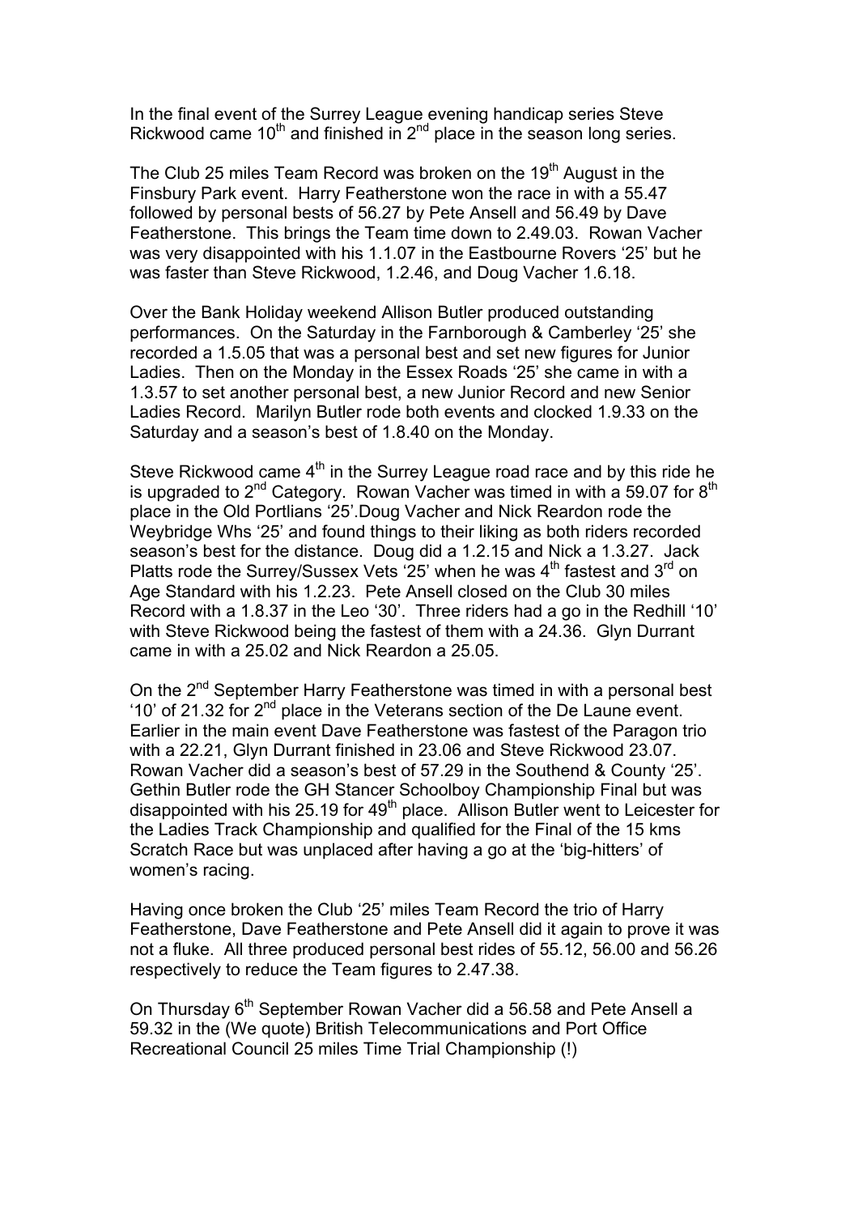In the final event of the Surrey League evening handicap series Steve Rickwood came 10th and finished in 2nd place in the season long series.

The Club 25 miles Team Record was broken on the 19th August in the Finsbury Park event. Harry Featherstone won the race in with a 55.47 followed by personal bests of 56.27 by Pete Ansell and 56.49 by Dave Featherstone. This brings the Team time down to 2.49.03. Rowan Vacher was very disappointed with his 1.1.07 in the Eastbourne Rovers '25' but he was faster than Steve Rickwood, 1.2.46, and Doug Vacher 1.6.18.

Over the Bank Holiday weekend Allison Butler produced outstanding performances. On the Saturday in the Farnborough & Camberley '25' she recorded a 1.5.05 that was a personal best and set new figures for Junior Ladies. Then on the Monday in the Essex Roads '25' she came in with a 1.3.57 to set another personal best, a new Junior Record and new Senior Ladies Record. Marilyn Butler rode both events and clocked 1.9.33 on the Saturday and a season's best of 1.8.40 on the Monday.

Steve Rickwood came 4th in the Surrey League road race and by this ride he is upgraded to 2nd Category. Rowan Vacher was timed in with a 59.07 for 8th place in the Old Portlians '25'.Doug Vacher and Nick Reardon rode the Weybridge Whs '25' and found things to their liking as both riders recorded season's best for the distance. Doug did a 1.2.15 and Nick a 1.3.27. Jack Platts rode the Surrey/Sussex Vets '25' when he was 4th fastest and 3rd on Age Standard with his 1.2.23. Pete Ansell closed on the Club 30 miles Record with a 1.8.37 in the Leo '30'. Three riders had a go in the Redhill '10' with Steve Rickwood being the fastest of them with a 24.36. Glyn Durrant came in with a 25.02 and Nick Reardon a 25.05.

On the 2nd September Harry Featherstone was timed in with a personal best '10' of 21.32 for 2nd place in the Veterans section of the De Laune event. Earlier in the main event Dave Featherstone was fastest of the Paragon trio with a 22.21, Glyn Durrant finished in 23.06 and Steve Rickwood 23.07. Rowan Vacher did a season's best of 57.29 in the Southend & County '25'. Gethin Butler rode the GH Stancer Schoolboy Championship Final but was disappointed with his 25.19 for 49th place. Allison Butler went to Leicester for the Ladies Track Championship and qualified for the Final of the 15 kms Scratch Race but was unplaced after having a go at the 'big-hitters' of women's racing.

Having once broken the Club '25' miles Team Record the trio of Harry Featherstone, Dave Featherstone and Pete Ansell did it again to prove it was not a fluke. All three produced personal best rides of 55.12, 56.00 and 56.26 respectively to reduce the Team figures to 2.47.38.

On Thursday 6th September Rowan Vacher did a 56.58 and Pete Ansell a 59.32 in the (We quote) British Telecommunications and Port Office Recreational Council 25 miles Time Trial Championship (!)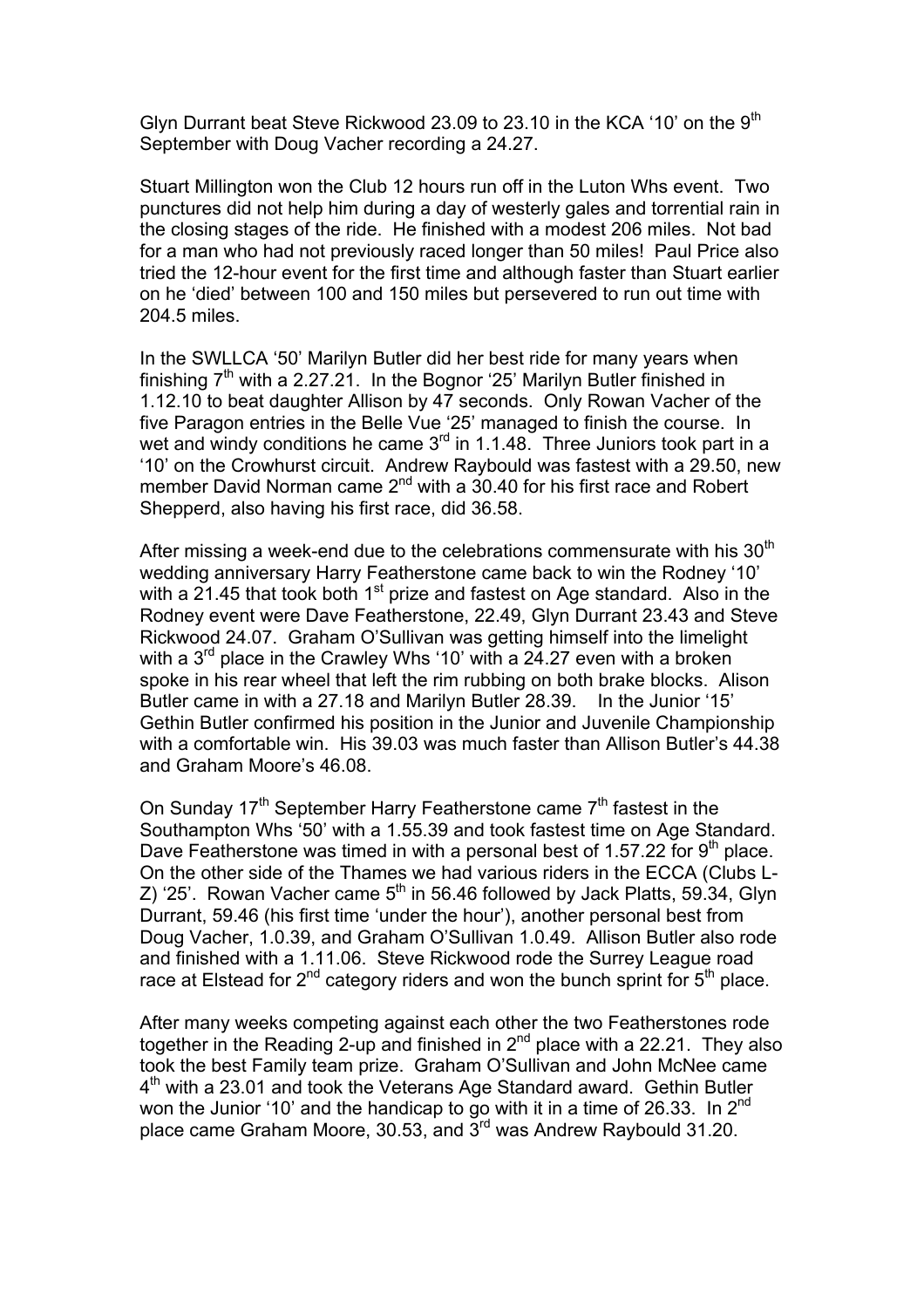Glyn Durrant beat Steve Rickwood 23.09 to 23.10 in the KCA '10' on the 9th September with Doug Vacher recording a 24.27.

Stuart Millington won the Club 12 hours run off in the Luton Whs event. Two punctures did not help him during a day of westerly gales and torrential rain in the closing stages of the ride. He finished with a modest 206 miles. Not bad for a man who had not previously raced longer than 50 miles! Paul Price also tried the 12-hour event for the first time and although faster than Stuart earlier on he 'died' between 100 and 150 miles but persevered to run out time with 204.5 miles.

In the SWLLCA '50' Marilyn Butler did her best ride for many years when finishing 7th with a 2.27.21. In the Bognor '25' Marilyn Butler finished in 1.12.10 to beat daughter Allison by 47 seconds. Only Rowan Vacher of the five Paragon entries in the Belle Vue '25' managed to finish the course. In wet and windy conditions he came 3rd in 1.1.48. Three Juniors took part in a '10' on the Crowhurst circuit. Andrew Raybould was fastest with a 29.50, new member David Norman came 2nd with a 30.40 for his first race and Robert Shepperd, also having his first race, did 36.58.

After missing a week-end due to the celebrations commensurate with his 30th wedding anniversary Harry Featherstone came back to win the Rodney '10' with a 21.45 that took both 1st prize and fastest on Age standard. Also in the Rodney event were Dave Featherstone, 22.49, Glyn Durrant 23.43 and Steve Rickwood 24.07. Graham O'Sullivan was getting himself into the limelight with a 3rd place in the Crawley Whs '10' with a 24.27 even with a broken spoke in his rear wheel that left the rim rubbing on both brake blocks. Alison Butler came in with a 27.18 and Marilyn Butler 28.39. In the Junior '15' Gethin Butler confirmed his position in the Junior and Juvenile Championship with a comfortable win. His 39.03 was much faster than Allison Butler's 44.38 and Graham Moore's 46.08.

On Sunday 17th September Harry Featherstone came 7th fastest in the Southampton Whs '50' with a 1.55.39 and took fastest time on Age Standard. Dave Featherstone was timed in with a personal best of 1.57.22 for 9th place. On the other side of the Thames we had various riders in the ECCA (Clubs L-Z) '25'. Rowan Vacher came 5th in 56.46 followed by Jack Platts, 59.34, Glyn Durrant, 59.46 (his first time 'under the hour'), another personal best from Doug Vacher, 1.0.39, and Graham O'Sullivan 1.0.49. Allison Butler also rode and finished with a 1.11.06. Steve Rickwood rode the Surrey League road race at Elstead for 2nd category riders and won the bunch sprint for 5th place.

After many weeks competing against each other the two Featherstones rode together in the Reading 2-up and finished in 2nd place with a 22.21. They also took the best Family team prize. Graham O'Sullivan and John McNee came 4th with a 23.01 and took the Veterans Age Standard award. Gethin Butler won the Junior '10' and the handicap to go with it in a time of 26.33. In 2nd place came Graham Moore, 30.53, and 3rd was Andrew Raybould 31.20.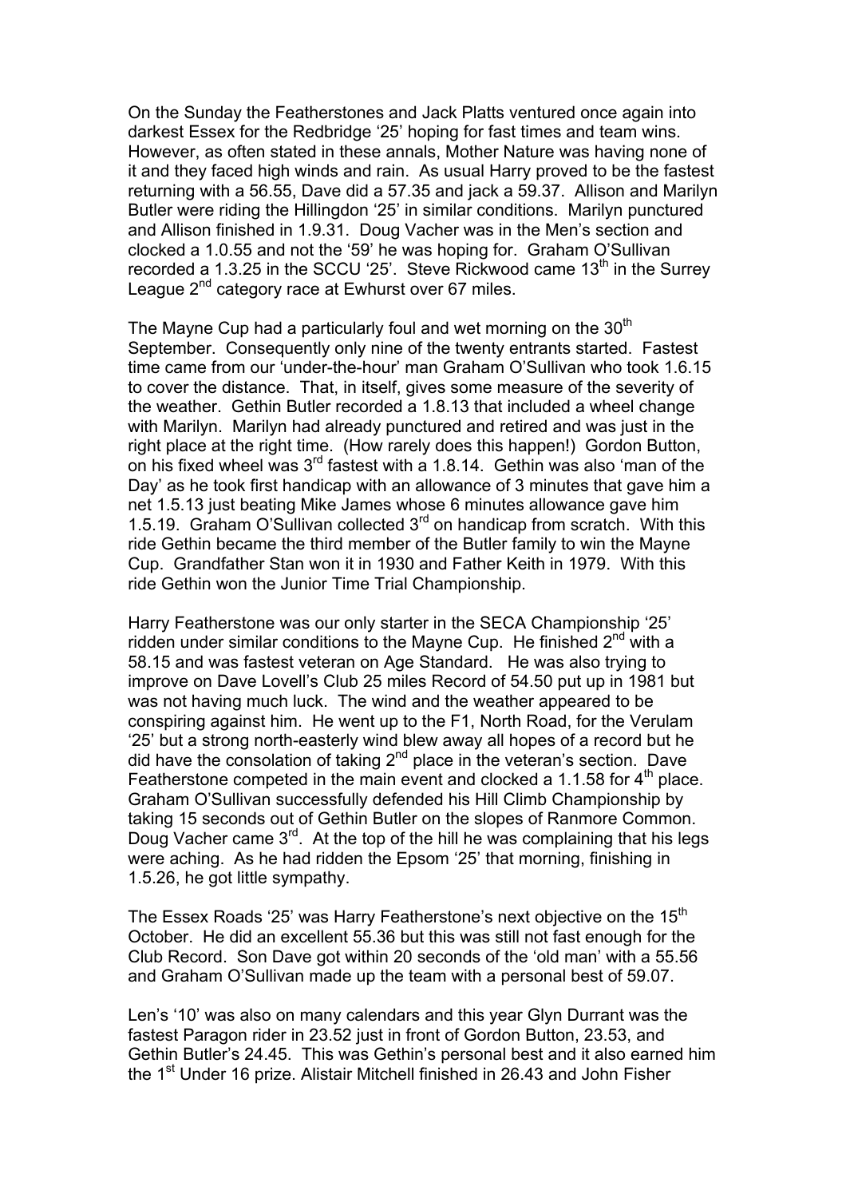On the Sunday the Featherstones and Jack Platts ventured once again into darkest Essex for the Redbridge '25' hoping for fast times and team wins. However, as often stated in these annals, Mother Nature was having none of it and they faced high winds and rain. As usual Harry proved to be the fastest returning with a 56.55, Dave did a 57.35 and jack a 59.37. Allison and Marilyn Butler were riding the Hillingdon '25' in similar conditions. Marilyn punctured and Allison finished in 1.9.31. Doug Vacher was in the Men's section and clocked a 1.0.55 and not the '59' he was hoping for. Graham O'Sullivan recorded a 1.3.25 in the SCCU '25'. Steve Rickwood came 13th in the Surrey League 2nd category race at Ewhurst over 67 miles.

The Mayne Cup had a particularly foul and wet morning on the 30th September. Consequently only nine of the twenty entrants started. Fastest time came from our 'under-the-hour' man Graham O'Sullivan who took 1.6.15 to cover the distance. That, in itself, gives some measure of the severity of the weather. Gethin Butler recorded a 1.8.13 that included a wheel change with Marilyn. Marilyn had already punctured and retired and was just in the right place at the right time. (How rarely does this happen!) Gordon Button, on his fixed wheel was 3rd fastest with a 1.8.14. Gethin was also 'man of the Day' as he took first handicap with an allowance of 3 minutes that gave him a net 1.5.13 just beating Mike James whose 6 minutes allowance gave him 1.5.19. Graham O'Sullivan collected 3rd on handicap from scratch. With this ride Gethin became the third member of the Butler family to win the Mayne Cup. Grandfather Stan won it in 1930 and Father Keith in 1979. With this ride Gethin won the Junior Time Trial Championship.

Harry Featherstone was our only starter in the SECA Championship '25' ridden under similar conditions to the Mayne Cup. He finished 2nd with a 58.15 and was fastest veteran on Age Standard. He was also trying to improve on Dave Lovell's Club 25 miles Record of 54.50 put up in 1981 but was not having much luck. The wind and the weather appeared to be conspiring against him. He went up to the F1, North Road, for the Verulam '25' but a strong north-easterly wind blew away all hopes of a record but he did have the consolation of taking 2nd place in the veteran's section. Dave Featherstone competed in the main event and clocked a 1.1.58 for 4th place. Graham O'Sullivan successfully defended his Hill Climb Championship by taking 15 seconds out of Gethin Butler on the slopes of Ranmore Common. Doug Vacher came 3rd. At the top of the hill he was complaining that his legs were aching. As he had ridden the Epsom '25' that morning, finishing in 1.5.26, he got little sympathy.

The Essex Roads '25' was Harry Featherstone's next objective on the 15th October. He did an excellent 55.36 but this was still not fast enough for the Club Record. Son Dave got within 20 seconds of the 'old man' with a 55.56 and Graham O'Sullivan made up the team with a personal best of 59.07.

Len's '10' was also on many calendars and this year Glyn Durrant was the fastest Paragon rider in 23.52 just in front of Gordon Button, 23.53, and Gethin Butler's 24.45. This was Gethin's personal best and it also earned him the 1st Under 16 prize. Alistair Mitchell finished in 26.43 and John Fisher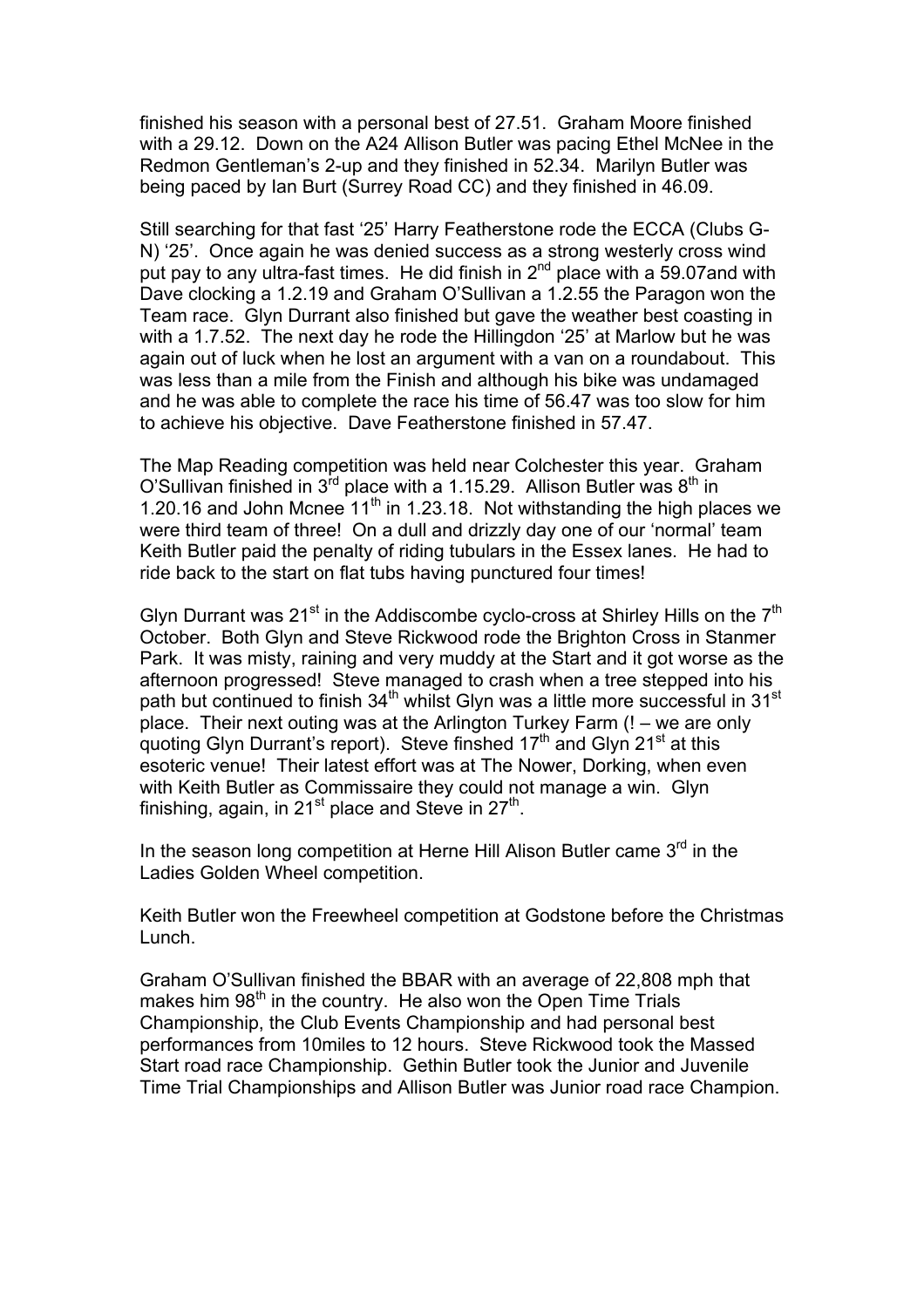finished his season with a personal best of 27.51. Graham Moore finished with a 29.12. Down on the A24 Allison Butler was pacing Ethel McNee in the Redmon Gentleman's 2-up and they finished in 52.34. Marilyn Butler was being paced by Ian Burt (Surrey Road CC) and they finished in 46.09.

Still searching for that fast '25' Harry Featherstone rode the ECCA (Clubs G-N) '25'. Once again he was denied success as a strong westerly cross wind put pay to any ultra-fast times. He did finish in 2nd place with a 59.07and with Dave clocking a 1.2.19 and Graham O'Sullivan a 1.2.55 the Paragon won the Team race. Glyn Durrant also finished but gave the weather best coasting in with a 1.7.52. The next day he rode the Hillingdon '25' at Marlow but he was again out of luck when he lost an argument with a van on a roundabout. This was less than a mile from the Finish and although his bike was undamaged and he was able to complete the race his time of 56.47 was too slow for him to achieve his objective. Dave Featherstone finished in 57.47.

The Map Reading competition was held near Colchester this year. Graham O'Sullivan finished in 3rd place with a 1.15.29. Allison Butler was 8th in 1.20.16 and John Mcnee 11th in 1.23.18. Not withstanding the high places we were third team of three! On a dull and drizzly day one of our 'normal' team Keith Butler paid the penalty of riding tubulars in the Essex lanes. He had to ride back to the start on flat tubs having punctured four times!

Glyn Durrant was 21st in the Addiscombe cyclo-cross at Shirley Hills on the 7th October. Both Glyn and Steve Rickwood rode the Brighton Cross in Stanmer Park. It was misty, raining and very muddy at the Start and it got worse as the afternoon progressed! Steve managed to crash when a tree stepped into his path but continued to finish 34th whilst Glyn was a little more successful in 31st place. Their next outing was at the Arlington Turkey Farm (! – we are only quoting Glyn Durrant's report). Steve finshed 17th and Glyn 21st at this esoteric venue! Their latest effort was at The Nower, Dorking, when even with Keith Butler as Commissaire they could not manage a win. Glyn finishing, again, in 21st place and Steve in 27th.

In the season long competition at Herne Hill Alison Butler came 3rd in the Ladies Golden Wheel competition.

Keith Butler won the Freewheel competition at Godstone before the Christmas Lunch.

Graham O'Sullivan finished the BBAR with an average of 22,808 mph that makes him 98th in the country. He also won the Open Time Trials Championship, the Club Events Championship and had personal best performances from 10miles to 12 hours. Steve Rickwood took the Massed Start road race Championship. Gethin Butler took the Junior and Juvenile Time Trial Championships and Allison Butler was Junior road race Champion.